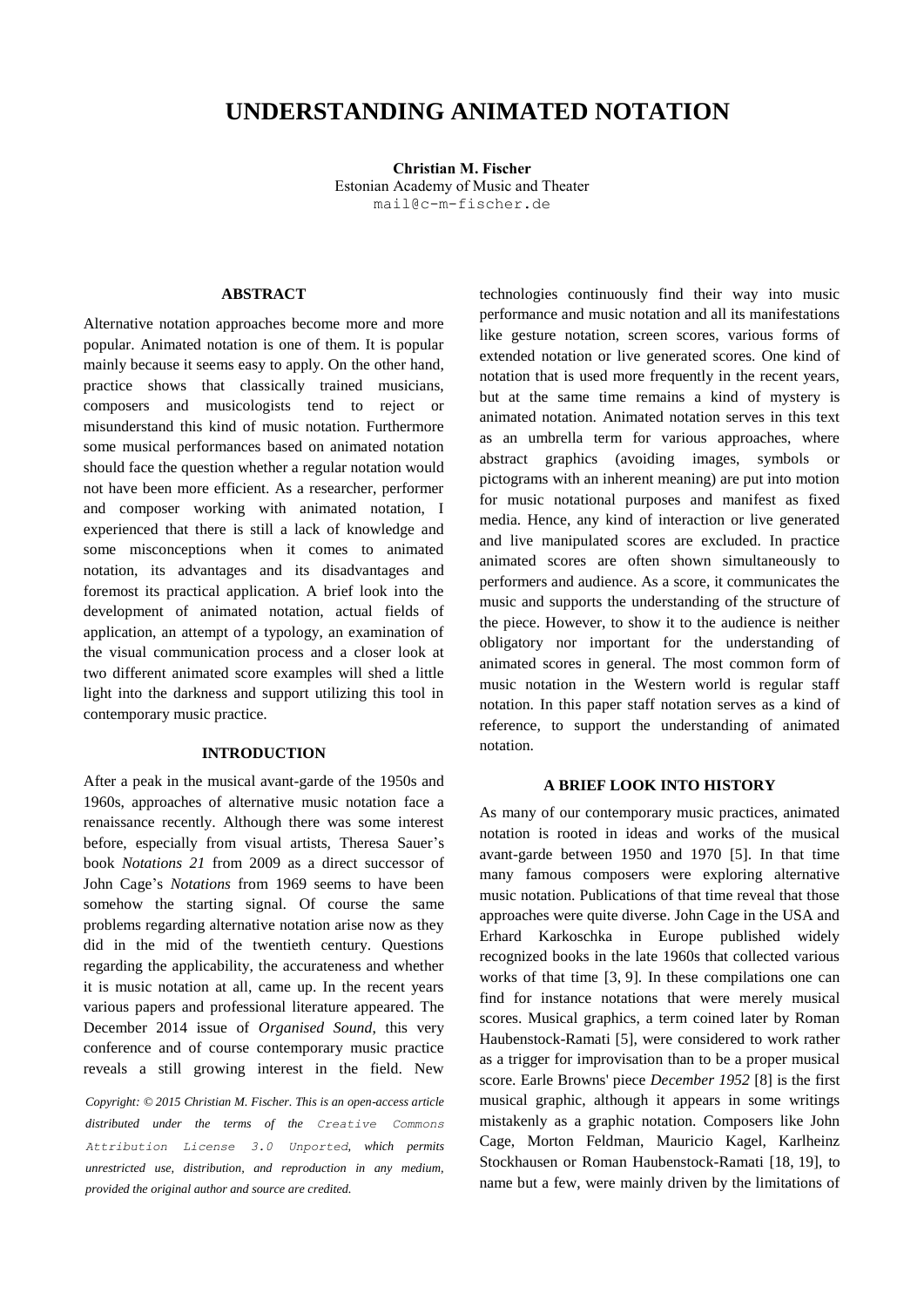# UNDERSTANDING ANIMATED NOTATION

**Christian M. Fischer**
Estonian Academy of Music and Theater
mail@c-m-fischer.de

## ABSTRACT

Alternative notation approaches become more and more popular. Animated notation is one of them. It is popular mainly because it seems easy to apply. On the other hand, practice shows that classically trained musicians, composers and musicologists tend to reject or misunderstand this kind of music notation. Furthermore some musical performances based on animated notation should face the question whether a regular notation would not have been more efficient. As a researcher, performer and composer working with animated notation, I experienced that there is still a lack of knowledge and some misconceptions when it comes to animated notation, its advantages and its disadvantages and foremost its practical application. A brief look into the development of animated notation, actual fields of application, an attempt of a typology, an examination of the visual communication process and a closer look at two different animated score examples will shed a little light into the darkness and support utilizing this tool in contemporary music practice.

## INTRODUCTION

After a peak in the musical avant-garde of the 1950s and 1960s, approaches of alternative music notation face a renaissance recently. Although there was some interest before, especially from visual artists, Theresa Sauer's book *Notations 21* from 2009 as a direct successor of John Cage's *Notations* from 1969 seems to have been somehow the starting signal. Of course the same problems regarding alternative notation arise now as they did in the mid of the twentieth century. Questions regarding the applicability, the accurateness and whether it is music notation at all, came up. In the recent years various papers and professional literature appeared. The December 2014 issue of *Organised Sound*, this very conference and of course contemporary music practice reveals a still growing interest in the field. New technologies continuously find their way into music performance and music notation and all its manifestations like gesture notation, screen scores, various forms of extended notation or live generated scores. One kind of notation that is used more frequently in the recent years, but at the same time remains a kind of mystery is animated notation. Animated notation serves in this text as an umbrella term for various approaches, where abstract graphics (avoiding images, symbols or pictograms with an inherent meaning) are put into motion for music notational purposes and manifest as fixed media. Hence, any kind of interaction or live generated and live manipulated scores are excluded. In practice animated scores are often shown simultaneously to performers and audience. As a score, it communicates the music and supports the understanding of the structure of the piece. However, to show it to the audience is neither obligatory nor important for the understanding of animated scores in general. The most common form of music notation in the Western world is regular staff notation. In this paper staff notation serves as a kind of reference, to support the understanding of animated notation.

*Copyright: © 2015 Christian M. Fischer. This is an open-access article distributed under the terms of the Creative Commons Attribution License 3.0 Unported, which permits unrestricted use, distribution, and reproduction in any medium, provided the original author and source are credited.*

## A BRIEF LOOK INTO HISTORY

As many of our contemporary music practices, animated notation is rooted in ideas and works of the musical avant-garde between 1950 and 1970 [5]. In that time many famous composers were exploring alternative music notation. Publications of that time reveal that those approaches were quite diverse. John Cage in the USA and Erhard Karkoschka in Europe published widely recognized books in the late 1960s that collected various works of that time [3, 9]. In these compilations one can find for instance notations that were merely musical scores. Musical graphics, a term coined later by Roman Haubenstock-Ramati [5], were considered to work rather as a trigger for improvisation than to be a proper musical score. Earle Browns' piece *December 1952* [8] is the first musical graphic, although it appears in some writings mistakenly as a graphic notation. Composers like John Cage, Morton Feldman, Mauricio Kagel, Karlheinz Stockhausen or Roman Haubenstock-Ramati [18, 19], to name but a few, were mainly driven by the limitations of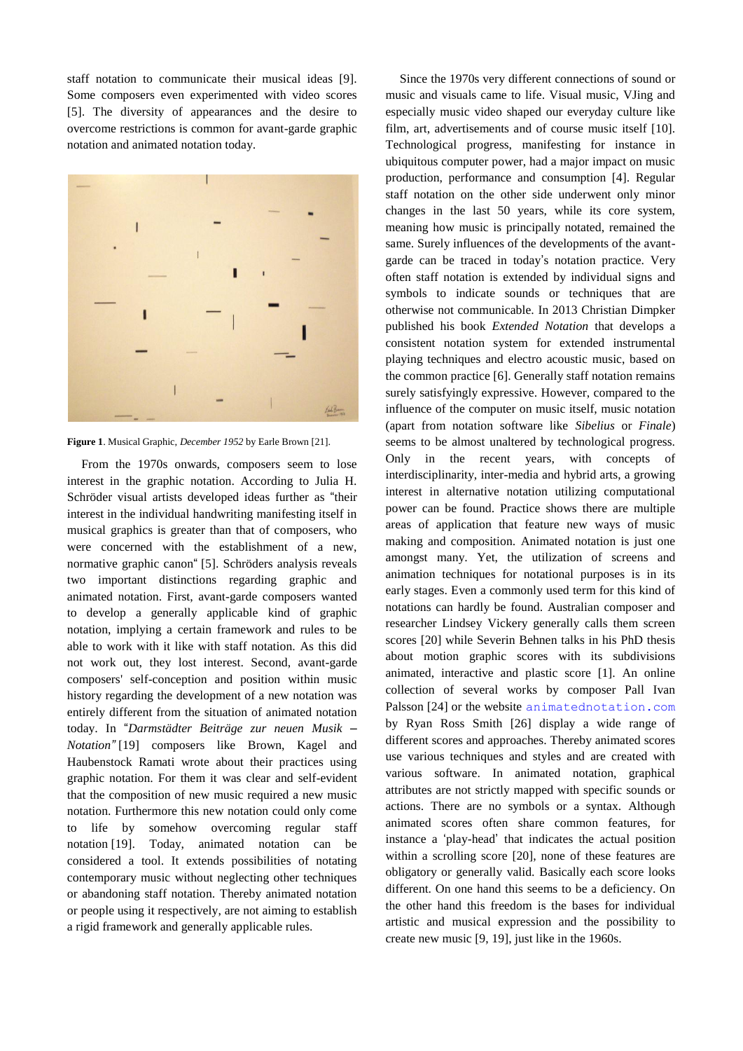staff notation to communicate their musical ideas [9]. Some composers even experimented with video scores [5]. The diversity of appearances and the desire to overcome restrictions is common for avant-garde graphic notation and animated notation today.

**Figure 1**. Musical Graphic, *December 1952* by Earle Brown [21].

From the 1970s onwards, composers seem to lose interest in the graphic notation. According to Julia H. Schröder visual artists developed ideas further as "their interest in the individual handwriting manifesting itself in musical graphics is greater than that of composers, who were concerned with the establishment of a new, normative graphic canon" [5]. Schröders analysis reveals two important distinctions regarding graphic and animated notation. First, avant-garde composers wanted to develop a generally applicable kind of graphic notation, implying a certain framework and rules to be able to work with it like with staff notation. As this did not work out, they lost interest. Second, avant-garde composers' self-conception and position within music history regarding the development of a new notation was entirely different from the situation of animated notation today. In "*Darmstädter Beiträge zur neuen Musik – Notation*" [19] composers like Brown, Kagel and Haubenstock Ramati wrote about their practices using graphic notation. For them it was clear and self-evident that the composition of new music required a new music notation. Furthermore this new notation could only come to life by somehow overcoming regular staff notation [19]. Today, animated notation can be considered a tool. It extends possibilities of notating contemporary music without neglecting other techniques or abandoning staff notation. Thereby animated notation or people using it respectively, are not aiming to establish a rigid framework and generally applicable rules.

Since the 1970s very different connections of sound or music and visuals came to life. Visual music, VJing and especially music video shaped our everyday culture like film, art, advertisements and of course music itself [10]. Technological progress, manifesting for instance in ubiquitous computer power, had a major impact on music production, performance and consumption [4]. Regular staff notation on the other side underwent only minor changes in the last 50 years, while its core system, meaning how music is principally notated, remained the same. Surely influences of the developments of the avant-garde can be traced in today's notation practice. Very often staff notation is extended by individual signs and symbols to indicate sounds or techniques that are otherwise not communicable. In 2013 Christian Dimpker published his book *Extended Notation* that develops a consistent notation system for extended instrumental playing techniques and electro acoustic music, based on the common practice [6]. Generally staff notation remains surely satisfyingly expressive. However, compared to the influence of the computer on music itself, music notation (apart from notation software like *Sibelius* or *Finale*) seems to be almost unaltered by technological progress. Only in the recent years, with concepts of interdisciplinarity, inter-media and hybrid arts, a growing interest in alternative notation utilizing computational power can be found. Practice shows there are multiple areas of application that feature new ways of music making and composition. Animated notation is just one amongst many. Yet, the utilization of screens and animation techniques for notational purposes is in its early stages. Even a commonly used term for this kind of notations can hardly be found. Australian composer and researcher Lindsey Vickery generally calls them screen scores [20] while Severin Behnen talks in his PhD thesis about motion graphic scores with its subdivisions animated, interactive and plastic score [1]. An online collection of several works by composer Pall Ivan Palsson [24] or the website animatednotation.com by Ryan Ross Smith [26] display a wide range of different scores and approaches. Thereby animated scores use various techniques and styles and are created with various software. In animated notation, graphical attributes are not strictly mapped with specific sounds or actions. There are no symbols or a syntax. Although animated scores often share common features, for instance a 'play-head' that indicates the actual position within a scrolling score [20], none of these features are obligatory or generally valid. Basically each score looks different. On one hand this seems to be a deficiency. On the other hand this freedom is the bases for individual artistic and musical expression and the possibility to create new music [9, 19], just like in the 1960s.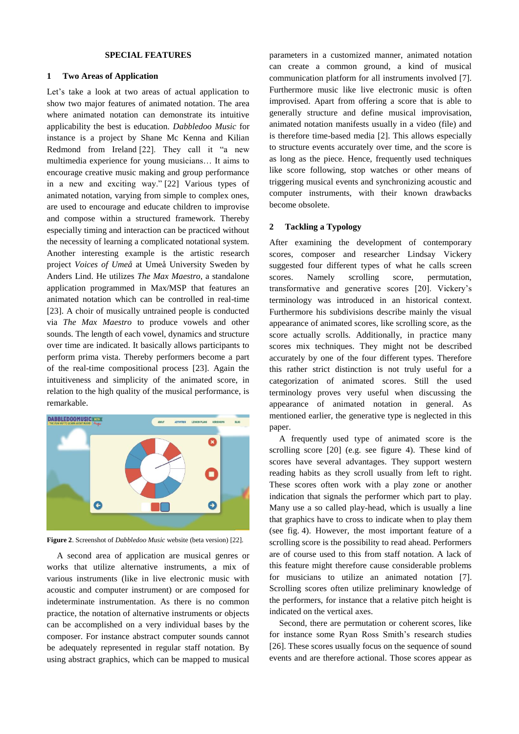## SPECIAL FEATURES

### 1 Two Areas of Application

Let's take a look at two areas of actual application to show two major features of animated notation. The area where animated notation can demonstrate its intuitive applicability the best is education. *Dabbledoo Music* for instance is a project by Shane Mc Kenna and Kilian Redmond from Ireland [22]. They call it "a new multimedia experience for young musicians… It aims to encourage creative music making and group performance in a new and exciting way." [22] Various types of animated notation, varying from simple to complex ones, are used to encourage and educate children to improvise and compose within a structured framework. Thereby especially timing and interaction can be practiced without the necessity of learning a complicated notational system. Another interesting example is the artistic research project *Voices of Umeå* at Umeå University Sweden by Anders Lind. He utilizes *The Max Maestro*, a standalone application programmed in Max/MSP that features an animated notation which can be controlled in real-time [23]. A choir of musically untrained people is conducted via *The Max Maestro* to produce vowels and other sounds. The length of each vowel, dynamics and structure over time are indicated. It basically allows participants to perform prima vista. Thereby performers become a part of the real-time compositional process [23]. Again the intuitiveness and simplicity of the animated score, in relation to the high quality of the musical performance, is remarkable.

**Figure 2**. Screenshot of *Dabbledoo Music* website (beta version) [22].

A second area of application are musical genres or works that utilize alternative instruments, a mix of various instruments (like in live electronic music with acoustic and computer instrument) or are composed for indeterminate instrumentation. As there is no common practice, the notation of alternative instruments or objects can be accomplished on a very individual bases by the composer. For instance abstract computer sounds cannot be adequately represented in regular staff notation. By using abstract graphics, which can be mapped to musical parameters in a customized manner, animated notation can create a common ground, a kind of musical communication platform for all instruments involved [7]. Furthermore music like live electronic music is often improvised. Apart from offering a score that is able to generally structure and define musical improvisation, animated notation manifests usually in a video (file) and is therefore time-based media [2]. This allows especially to structure events accurately over time, and the score is as long as the piece. Hence, frequently used techniques like score following, stop watches or other means of triggering musical events and synchronizing acoustic and computer instruments, with their known drawbacks become obsolete.

### 2 Tackling a Typology

After examining the development of contemporary scores, composer and researcher Lindsay Vickery suggested four different types of what he calls screen scores. Namely scrolling score, permutation, transformative and generative scores [20]. Vickery's terminology was introduced in an historical context. Furthermore his subdivisions describe mainly the visual appearance of animated scores, like scrolling score, as the score actually scrolls. Additionally, in practice many scores mix techniques. They might not be described accurately by one of the four different types. Therefore this rather strict distinction is not truly useful for a categorization of animated scores. Still the used terminology proves very useful when discussing the appearance of animated notation in general. As mentioned earlier, the generative type is neglected in this paper.

A frequently used type of animated score is the scrolling score [20] (e.g. see figure 4). These kind of scores have several advantages. They support western reading habits as they scroll usually from left to right. These scores often work with a play zone or another indication that signals the performer which part to play. Many use a so called play-head, which is usually a line that graphics have to cross to indicate when to play them (see fig. 4). However, the most important feature of a scrolling score is the possibility to read ahead. Performers are of course used to this from staff notation. A lack of this feature might therefore cause considerable problems for musicians to utilize an animated notation [7]. Scrolling scores often utilize preliminary knowledge of the performers, for instance that a relative pitch height is indicated on the vertical axes.

Second, there are permutation or coherent scores, like for instance some Ryan Ross Smith's research studies [26]. These scores usually focus on the sequence of sound events and are therefore actional. Those scores appear as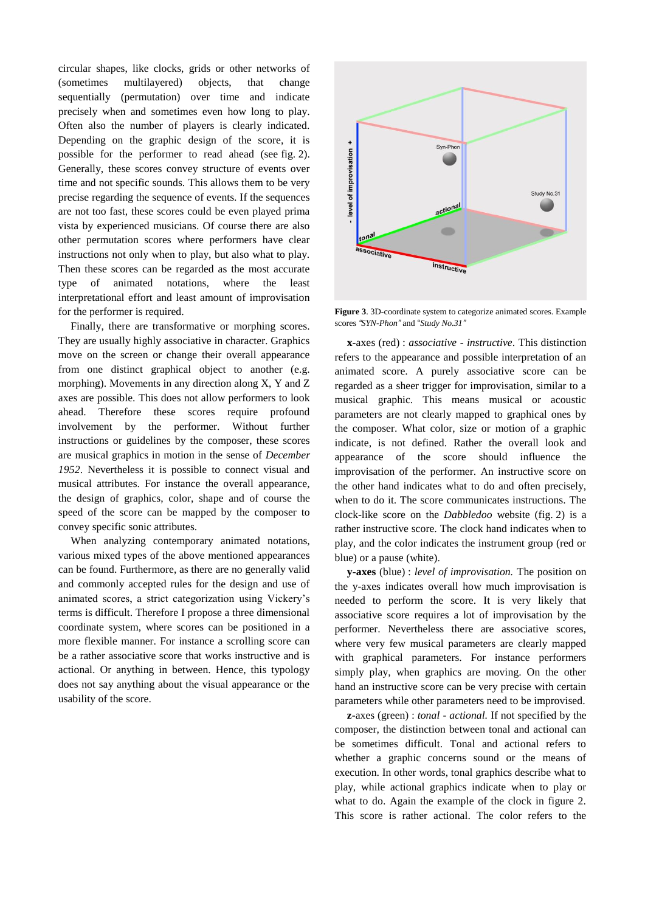circular shapes, like clocks, grids or other networks of (sometimes multilayered) objects, that change sequentially (permutation) over time and indicate precisely when and sometimes even how long to play. Often also the number of players is clearly indicated. Depending on the graphic design of the score, it is possible for the performer to read ahead (see fig. 2). Generally, these scores convey structure of events over time and not specific sounds. This allows them to be very precise regarding the sequence of events. If the sequences are not too fast, these scores could be even played prima vista by experienced musicians. Of course there are also other permutation scores where performers have clear instructions not only when to play, but also what to play. Then these scores can be regarded as the most accurate type of animated notations, where the least interpretational effort and least amount of improvisation for the performer is required.

Finally, there are transformative or morphing scores. They are usually highly associative in character. Graphics move on the screen or change their overall appearance from one distinct graphical object to another (e.g. morphing). Movements in any direction along X, Y and Z axes are possible. This does not allow performers to look ahead. Therefore these scores require profound involvement by the performer. Without further instructions or guidelines by the composer, these scores are musical graphics in motion in the sense of *December 1952*. Nevertheless it is possible to connect visual and musical attributes. For instance the overall appearance, the design of graphics, color, shape and of course the speed of the score can be mapped by the composer to convey specific sonic attributes.

When analyzing contemporary animated notations, various mixed types of the above mentioned appearances can be found. Furthermore, as there are no generally valid and commonly accepted rules for the design and use of animated scores, a strict categorization using Vickery's terms is difficult. Therefore I propose a three dimensional coordinate system, where scores can be positioned in a more flexible manner. For instance a scrolling score can be a rather associative score that works instructive and is actional. Or anything in between. Hence, this typology does not say anything about the visual appearance or the usability of the score.

**Figure 3**. 3D-coordinate system to categorize animated scores. Example scores *"SYN-Phon"* and *"Study No.31"*

**x-**axes (red) : *associative - instructive*. This distinction refers to the appearance and possible interpretation of an animated score. A purely associative score can be regarded as a sheer trigger for improvisation, similar to a musical graphic. This means musical or acoustic parameters are not clearly mapped to graphical ones by the composer. What color, size or motion of a graphic indicate, is not defined. Rather the overall look and appearance of the score should influence the improvisation of the performer. An instructive score on the other hand indicates what to do and often precisely, when to do it. The score communicates instructions. The clock-like score on the *Dabbledoo* website (fig. 2) is a rather instructive score. The clock hand indicates when to play, and the color indicates the instrument group (red or blue) or a pause (white).

**y-axes** (blue) : *level of improvisation.* The position on the y-axes indicates overall how much improvisation is needed to perform the score. It is very likely that associative score requires a lot of improvisation by the performer. Nevertheless there are associative scores, where very few musical parameters are clearly mapped with graphical parameters. For instance performers simply play, when graphics are moving. On the other hand an instructive score can be very precise with certain parameters while other parameters need to be improvised.

**z-**axes (green) : *tonal - actional.* If not specified by the composer, the distinction between tonal and actional can be sometimes difficult. Tonal and actional refers to whether a graphic concerns sound or the means of execution. In other words, tonal graphics describe what to play, while actional graphics indicate when to play or what to do. Again the example of the clock in figure 2. This score is rather actional. The color refers to the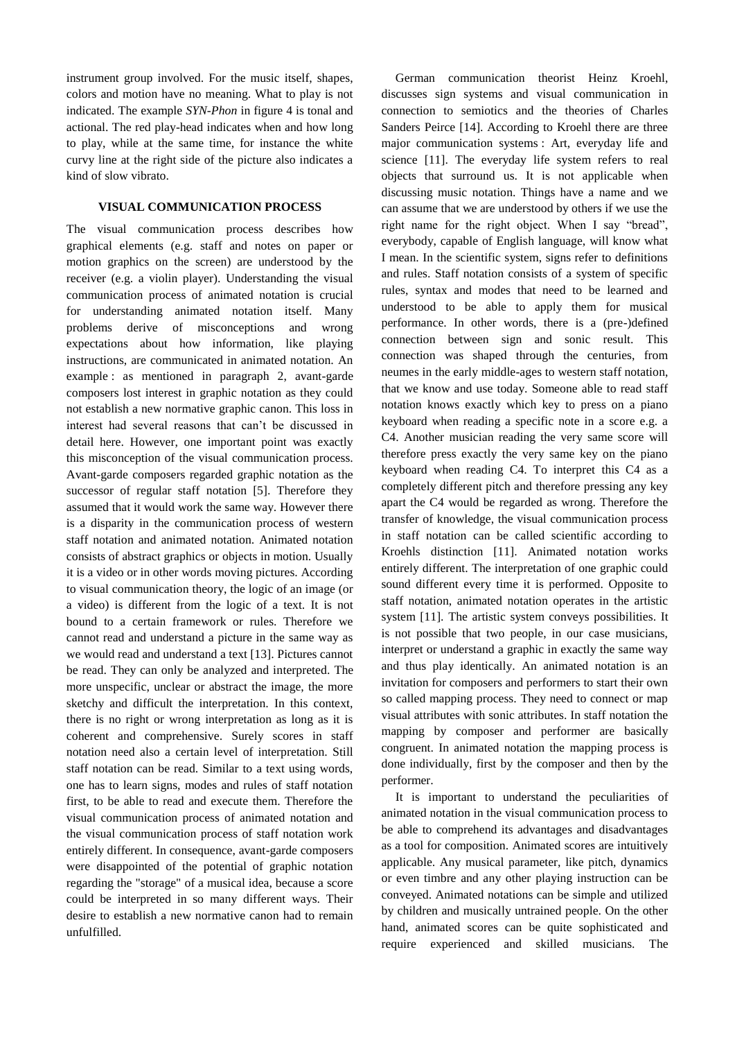instrument group involved. For the music itself, shapes, colors and motion have no meaning. What to play is not indicated. The example *SYN-Phon* in figure 4 is tonal and actional. The red play-head indicates when and how long to play, while at the same time, for instance the white curvy line at the right side of the picture also indicates a kind of slow vibrato.

## VISUAL COMMUNICATION PROCESS

The visual communication process describes how graphical elements (e.g. staff and notes on paper or motion graphics on the screen) are understood by the receiver (e.g. a violin player). Understanding the visual communication process of animated notation is crucial for understanding animated notation itself. Many problems derive of misconceptions and wrong expectations about how information, like playing instructions, are communicated in animated notation. An example : as mentioned in paragraph 2, avant-garde composers lost interest in graphic notation as they could not establish a new normative graphic canon. This loss in interest had several reasons that can't be discussed in detail here. However, one important point was exactly this misconception of the visual communication process. Avant-garde composers regarded graphic notation as the successor of regular staff notation [5]. Therefore they assumed that it would work the same way. However there is a disparity in the communication process of western staff notation and animated notation. Animated notation consists of abstract graphics or objects in motion. Usually it is a video or in other words moving pictures. According to visual communication theory, the logic of an image (or a video) is different from the logic of a text. It is not bound to a certain framework or rules. Therefore we cannot read and understand a picture in the same way as we would read and understand a text [13]. Pictures cannot be read. They can only be analyzed and interpreted. The more unspecific, unclear or abstract the image, the more sketchy and difficult the interpretation. In this context, there is no right or wrong interpretation as long as it is coherent and comprehensive. Surely scores in staff notation need also a certain level of interpretation. Still staff notation can be read. Similar to a text using words, one has to learn signs, modes and rules of staff notation first, to be able to read and execute them. Therefore the visual communication process of animated notation and the visual communication process of staff notation work entirely different. In consequence, avant-garde composers were disappointed of the potential of graphic notation regarding the "storage" of a musical idea, because a score could be interpreted in so many different ways. Their desire to establish a new normative canon had to remain unfulfilled.

German communication theorist Heinz Kroehl, discusses sign systems and visual communication in connection to semiotics and the theories of Charles Sanders Peirce [14]. According to Kroehl there are three major communication systems : Art, everyday life and science [11]. The everyday life system refers to real objects that surround us. It is not applicable when discussing music notation. Things have a name and we can assume that we are understood by others if we use the right name for the right object. When I say "bread", everybody, capable of English language, will know what I mean. In the scientific system, signs refer to definitions and rules. Staff notation consists of a system of specific rules, syntax and modes that need to be learned and understood to be able to apply them for musical performance. In other words, there is a (pre-)defined connection between sign and sonic result. This connection was shaped through the centuries, from neumes in the early middle-ages to western staff notation, that we know and use today. Someone able to read staff notation knows exactly which key to press on a piano keyboard when reading a specific note in a score e.g. a C4. Another musician reading the very same score will therefore press exactly the very same key on the piano keyboard when reading C4. To interpret this C4 as a completely different pitch and therefore pressing any key apart the C4 would be regarded as wrong. Therefore the transfer of knowledge, the visual communication process in staff notation can be called scientific according to Kroehls distinction [11]. Animated notation works entirely different. The interpretation of one graphic could sound different every time it is performed. Opposite to staff notation, animated notation operates in the artistic system [11]. The artistic system conveys possibilities. It is not possible that two people, in our case musicians, interpret or understand a graphic in exactly the same way and thus play identically. An animated notation is an invitation for composers and performers to start their own so called mapping process. They need to connect or map visual attributes with sonic attributes. In staff notation the mapping by composer and performer are basically congruent. In animated notation the mapping process is done individually, first by the composer and then by the performer.

It is important to understand the peculiarities of animated notation in the visual communication process to be able to comprehend its advantages and disadvantages as a tool for composition. Animated scores are intuitively applicable. Any musical parameter, like pitch, dynamics or even timbre and any other playing instruction can be conveyed. Animated notations can be simple and utilized by children and musically untrained people. On the other hand, animated scores can be quite sophisticated and require experienced and skilled musicians. The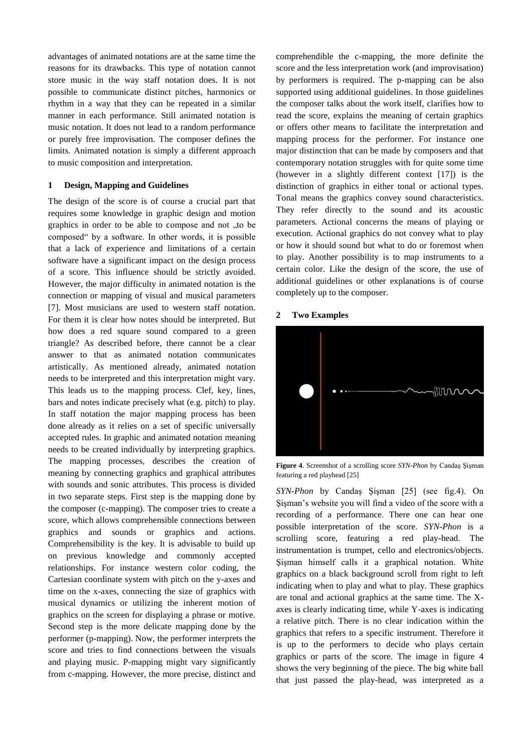advantages of animated notations are at the same time the reasons for its drawbacks. This type of notation cannot store music in the way staff notation does. It is not possible to communicate distinct pitches, harmonics or rhythm in a way that they can be repeated in a similar manner in each performance. Still animated notation is music notation. It does not lead to a random performance or purely free improvisation. The composer defines the limits. Animated notation is simply a different approach to music composition and interpretation.

## 1 Design, Mapping and Guidelines

The design of the score is of course a crucial part that requires some knowledge in graphic design and motion graphics in order to be able to compose and not „to be composed" by a software. In other words, it is possible that a lack of experience and limitations of a certain software have a significant impact on the design process of a score. This influence should be strictly avoided. However, the major difficulty in animated notation is the connection or mapping of visual and musical parameters [7]. Most musicians are used to western staff notation. For them it is clear how notes should be interpreted. But how does a red square sound compared to a green triangle? As described before, there cannot be a clear answer to that as animated notation communicates artistically. As mentioned already, animated notation needs to be interpreted and this interpretation might vary. This leads us to the mapping process. Clef, key, lines, bars and notes indicate precisely what (e.g. pitch) to play. In staff notation the major mapping process has been done already as it relies on a set of specific universally accepted rules. In graphic and animated notation meaning needs to be created individually by interpreting graphics. The mapping processes, describes the creation of meaning by connecting graphics and graphical attributes with sounds and sonic attributes. This process is divided in two separate steps. First step is the mapping done by the composer (c-mapping). The composer tries to create a score, which allows comprehensible connections between graphics and sounds or graphics and actions. Comprehensibility is the key. It is advisable to build up on previous knowledge and commonly accepted relationships. For instance western color coding, the Cartesian coordinate system with pitch on the y-axes and time on the x-axes, connecting the size of graphics with musical dynamics or utilizing the inherent motion of graphics on the screen for displaying a phrase or motive. Second step is the more delicate mapping done by the performer (p-mapping). Now, the performer interprets the score and tries to find connections between the visuals and playing music. P-mapping might vary significantly from c-mapping. However, the more precise, distinct and comprehendible the c-mapping, the more definite the score and the less interpretation work (and improvisation) by performers is required. The p-mapping can be also supported using additional guidelines. In those guidelines the composer talks about the work itself, clarifies how to read the score, explains the meaning of certain graphics or offers other means to facilitate the interpretation and mapping process for the performer. For instance one major distinction that can be made by composers and that contemporary notation struggles with for quite some time (however in a slightly different context [17]) is the distinction of graphics in either tonal or actional types. Tonal means the graphics convey sound characteristics. They refer directly to the sound and its acoustic parameters. Actional concerns the means of playing or execution. Actional graphics do not convey what to play or how it should sound but what to do or foremost when to play. Another possibility is to map instruments to a certain color. Like the design of the score, the use of additional guidelines or other explanations is of course completely up to the composer.

## 2 Two Examples

**Figure 4**. Screenshot of a scrolling score *SYN-Phon* by Candaş Şişman featuring a red playhead [25]

*SYN-Phon* by Candaş Şişman [25] (see fig.4). On Şişman's website you will find a video of the score with a recording of a performance. There one can hear one possible interpretation of the score. *SYN-Phon* is a scrolling score, featuring a red play-head. The instrumentation is trumpet, cello and electronics/objects. Şişman himself calls it a graphical notation. White graphics on a black background scroll from right to left indicating when to play and what to play. These graphics are tonal and actional graphics at the same time. The X-axes is clearly indicating time, while Y-axes is indicating a relative pitch. There is no clear indication within the graphics that refers to a specific instrument. Therefore it is up to the performers to decide who plays certain graphics or parts of the score. The image in figure 4 shows the very beginning of the piece. The big white ball that just passed the play-head, was interpreted as a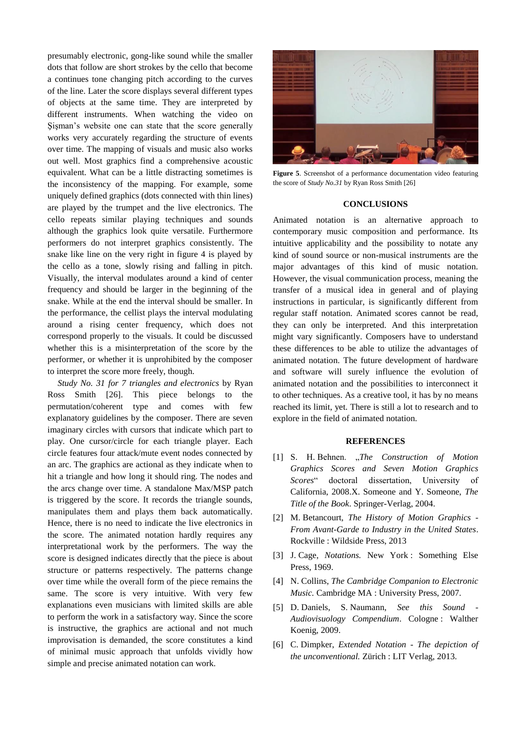presumably electronic, gong-like sound while the smaller dots that follow are short strokes by the cello that become a continues tone changing pitch according to the curves of the line. Later the score displays several different types of objects at the same time. They are interpreted by different instruments. When watching the video on Şişman's website one can state that the score generally works very accurately regarding the structure of events over time. The mapping of visuals and music also works out well. Most graphics find a comprehensive acoustic equivalent. What can be a little distracting sometimes is the inconsistency of the mapping. For example, some uniquely defined graphics (dots connected with thin lines) are played by the trumpet and the live electronics. The cello repeats similar playing techniques and sounds although the graphics look quite versatile. Furthermore performers do not interpret graphics consistently. The snake like line on the very right in figure 4 is played by the cello as a tone, slowly rising and falling in pitch. Visually, the interval modulates around a kind of center frequency and should be larger in the beginning of the snake. While at the end the interval should be smaller. In the performance, the cellist plays the interval modulating around a rising center frequency, which does not correspond properly to the visuals. It could be discussed whether this is a misinterpretation of the score by the performer, or whether it is unprohibited by the composer to interpret the score more freely, though.

*Study No. 31 for 7 triangles and electronics* by Ryan Ross Smith [26]. This piece belongs to the permutation/coherent type and comes with few explanatory guidelines by the composer. There are seven imaginary circles with cursors that indicate which part to play. One cursor/circle for each triangle player. Each circle features four attack/mute event nodes connected by an arc. The graphics are actional as they indicate when to hit a triangle and how long it should ring. The nodes and the arcs change over time. A standalone Max/MSP patch is triggered by the score. It records the triangle sounds, manipulates them and plays them back automatically. Hence, there is no need to indicate the live electronics in the score. The animated notation hardly requires any interpretational work by the performers. The way the score is designed indicates directly that the piece is about structure or patterns respectively. The patterns change over time while the overall form of the piece remains the same. The score is very intuitive. With very few explanations even musicians with limited skills are able to perform the work in a satisfactory way. Since the score is instructive, the graphics are actional and not much improvisation is demanded, the score constitutes a kind of minimal music approach that unfolds vividly how simple and precise animated notation can work.

**Figure 5**. Screenshot of a performance documentation video featuring the score of *Study No.31* by Ryan Ross Smith [26]

## CONCLUSIONS

Animated notation is an alternative approach to contemporary music composition and performance. Its intuitive applicability and the possibility to notate any kind of sound source or non-musical instruments are the major advantages of this kind of music notation. However, the visual communication process, meaning the transfer of a musical idea in general and of playing instructions in particular, is significantly different from regular staff notation. Animated scores cannot be read, they can only be interpreted. And this interpretation might vary significantly. Composers have to understand these differences to be able to utilize the advantages of animated notation. The future development of hardware and software will surely influence the evolution of animated notation and the possibilities to interconnect it to other techniques. As a creative tool, it has by no means reached its limit, yet. There is still a lot to research and to explore in the field of animated notation.

## REFERENCES

[1] S. H. Behnen. „*The Construction of Motion Graphics Scores and Seven Motion Graphics Scores*" doctoral dissertation, University of California, 2008.X. Someone and Y. Someone, *The Title of the Book*. Springer-Verlag, 2004.

[2] M. Betancourt, *The History of Motion Graphics - From Avant-Garde to Industry in the United States*. Rockville : Wildside Press, 2013

[3] J. Cage, *Notations.* New York : Something Else Press, 1969.

[4] N. Collins, *The Cambridge Companion to Electronic Music.* Cambridge MA : University Press, 2007.

[5] D. Daniels, S. Naumann, *See this Sound - Audiovisuology Compendium*. Cologne : Walther Koenig, 2009.

[6] C. Dimpker, *Extended Notation - The depiction of the unconventional.* Zürich : LIT Verlag, 2013.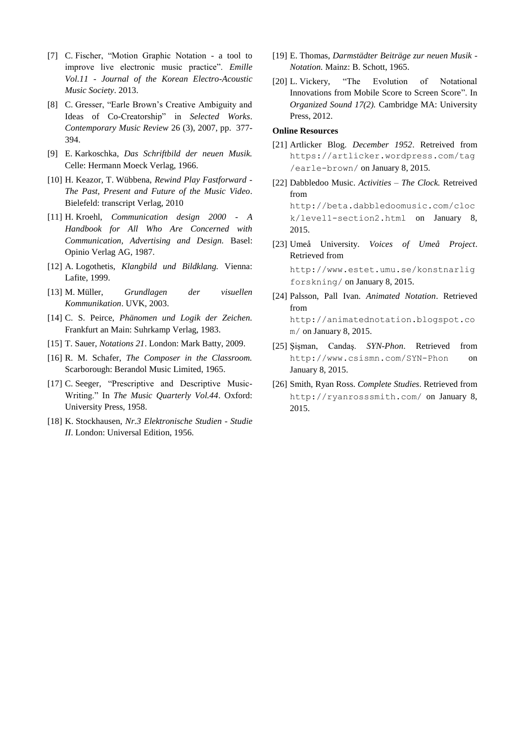[7] C. Fischer, "Motion Graphic Notation - a tool to improve live electronic music practice". *Emille Vol.11 - Journal of the Korean Electro-Acoustic Music Society*. 2013.

[8] C. Gresser, "Earle Brown's Creative Ambiguity and Ideas of Co-Creatorship" in *Selected Works*. *Contemporary Music Review* 26 (3), 2007, pp. 377-394.

[9] E. Karkoschka, *Das Schriftbild der neuen Musik.* Celle: Hermann Moeck Verlag, 1966.

[10] H. Keazor, T. Wübbena, *Rewind Play Fastforward - The Past, Present and Future of the Music Video*. Bielefeld: transcript Verlag, 2010

[11] H. Kroehl, *Communication design 2000 - A Handbook for All Who Are Concerned with Communication, Advertising and Design.* Basel: Opinio Verlag AG, 1987.

[12] A. Logothetis, *Klangbild und Bildklang.* Vienna: Lafite, 1999.

[13] M. Müller, *Grundlagen der visuellen Kommunikation*. UVK, 2003.

[14] C. S. Peirce, *Phänomen und Logik der Zeichen.* Frankfurt an Main: Suhrkamp Verlag, 1983.

[15] T. Sauer, *Notations 21*. London: Mark Batty, 2009.

[16] R. M. Schafer, *The Composer in the Classroom.* Scarborough: Berandol Music Limited, 1965.

[17] C. Seeger, "Prescriptive and Descriptive Music-Writing." In *The Music Quarterly Vol.44*. Oxford: University Press, 1958.

[18] K. Stockhausen, *Nr.3 Elektronische Studien - Studie II*. London: Universal Edition, 1956.

[19] E. Thomas, *Darmstädter Beiträge zur neuen Musik - Notation.* Mainz: B. Schott, 1965.

[20] L. Vickery, "The Evolution of Notational Innovations from Mobile Score to Screen Score". In *Organized Sound 17(2).* Cambridge MA: University Press, 2012.

**Online Resources**

[21] Artlicker Blog. *December 1952*. Retreived from `https://artlicker.wordpress.com/tag/earle-brown/` on January 8, 2015.

[22] Dabbledoo Music. *Activities – The Clock.* Retreived from `http://beta.dabbledoomusic.com/clock/level1-section2.html` on January 8, 2015.

[23] Umeå University. *Voices of Umeå Project*. Retrieved from `http://www.estet.umu.se/konstnarligforskning/` on January 8, 2015.

[24] Palsson, Pall Ivan. *Animated Notation*. Retrieved from `http://animatednotation.blogspot.com/` on January 8, 2015.

[25] Şişman, Candaş. *SYN-Phon*. Retrieved from `http://www.csismn.com/SYN-Phon` on January 8, 2015.

[26] Smith, Ryan Ross. *Complete Studies*. Retrieved from `http://ryanrosssmith.com/` on January 8, 2015.